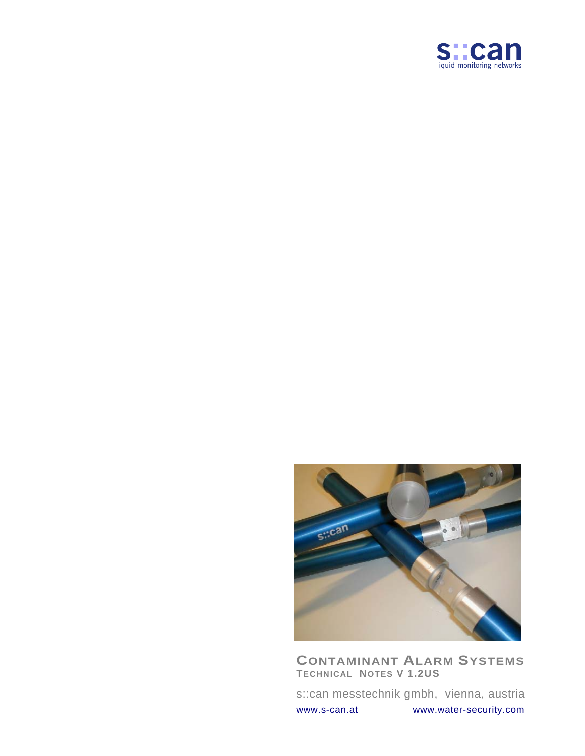s::can
liquid monitoring networks

# CONTAMINANT ALARM SYSTEMS

**TECHNICAL NOTES V 1.2US**

s::can messtechnik gmbh, vienna, austria

www.s-can.at www.water-security.com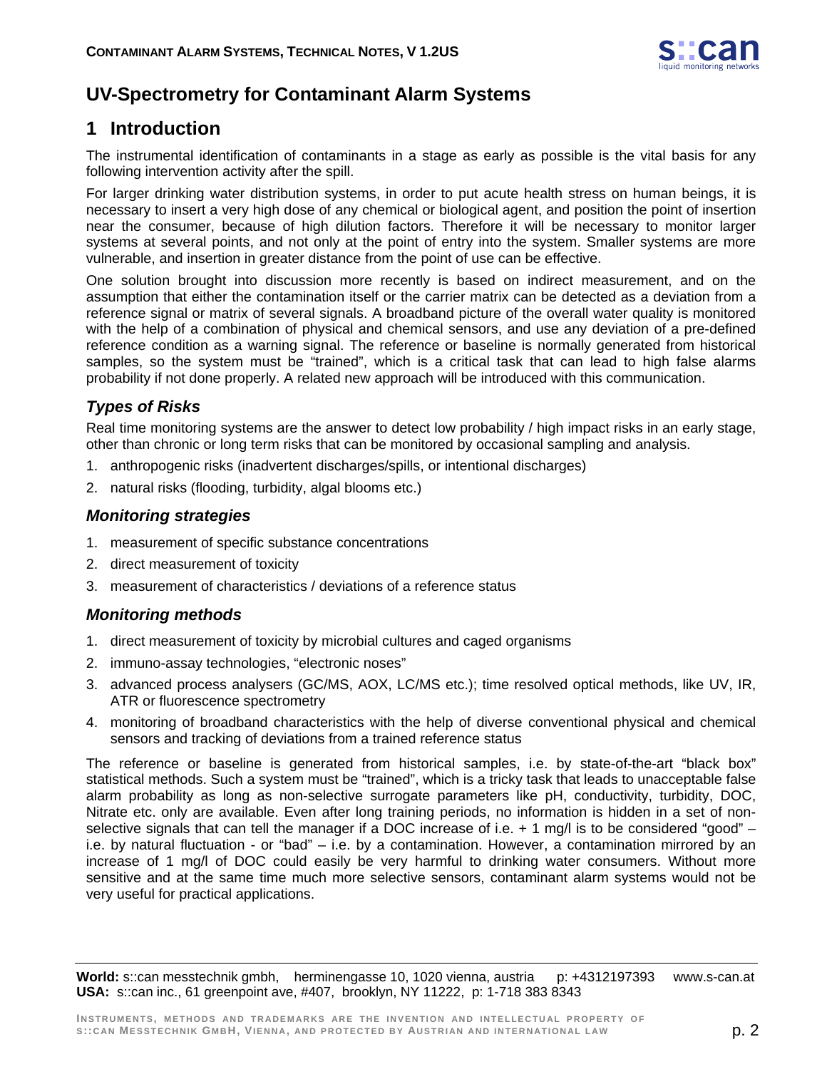# UV-Spectrometry for Contaminant Alarm Systems

## 1 Introduction

The instrumental identification of contaminants in a stage as early as possible is the vital basis for any following intervention activity after the spill.

For larger drinking water distribution systems, in order to put acute health stress on human beings, it is necessary to insert a very high dose of any chemical or biological agent, and position the point of insertion near the consumer, because of high dilution factors. Therefore it will be necessary to monitor larger systems at several points, and not only at the point of entry into the system. Smaller systems are more vulnerable, and insertion in greater distance from the point of use can be effective.

One solution brought into discussion more recently is based on indirect measurement, and on the assumption that either the contamination itself or the carrier matrix can be detected as a deviation from a reference signal or matrix of several signals. A broadband picture of the overall water quality is monitored with the help of a combination of physical and chemical sensors, and use any deviation of a pre-defined reference condition as a warning signal. The reference or baseline is normally generated from historical samples, so the system must be "trained", which is a critical task that can lead to high false alarms probability if not done properly. A related new approach will be introduced with this communication.

### *Types of Risks*

Real time monitoring systems are the answer to detect low probability / high impact risks in an early stage, other than chronic or long term risks that can be monitored by occasional sampling and analysis.

1. anthropogenic risks (inadvertent discharges/spills, or intentional discharges)
2. natural risks (flooding, turbidity, algal blooms etc.)

### *Monitoring strategies*

1. measurement of specific substance concentrations
2. direct measurement of toxicity
3. measurement of characteristics / deviations of a reference status

### *Monitoring methods*

1. direct measurement of toxicity by microbial cultures and caged organisms
2. immuno-assay technologies, "electronic noses"
3. advanced process analysers (GC/MS, AOX, LC/MS etc.); time resolved optical methods, like UV, IR, ATR or fluorescence spectrometry
4. monitoring of broadband characteristics with the help of diverse conventional physical and chemical sensors and tracking of deviations from a trained reference status

The reference or baseline is generated from historical samples, i.e. by state-of-the-art "black box" statistical methods. Such a system must be "trained", which is a tricky task that leads to unacceptable false alarm probability as long as non-selective surrogate parameters like pH, conductivity, turbidity, DOC, Nitrate etc. only are available. Even after long training periods, no information is hidden in a set of non-selective signals that can tell the manager if a DOC increase of i.e. + 1 mg/l is to be considered "good" – i.e. by natural fluctuation - or "bad" – i.e. by a contamination. However, a contamination mirrored by an increase of 1 mg/l of DOC could easily be very harmful to drinking water consumers. Without more sensitive and at the same time much more selective sensors, contaminant alarm systems would not be very useful for practical applications.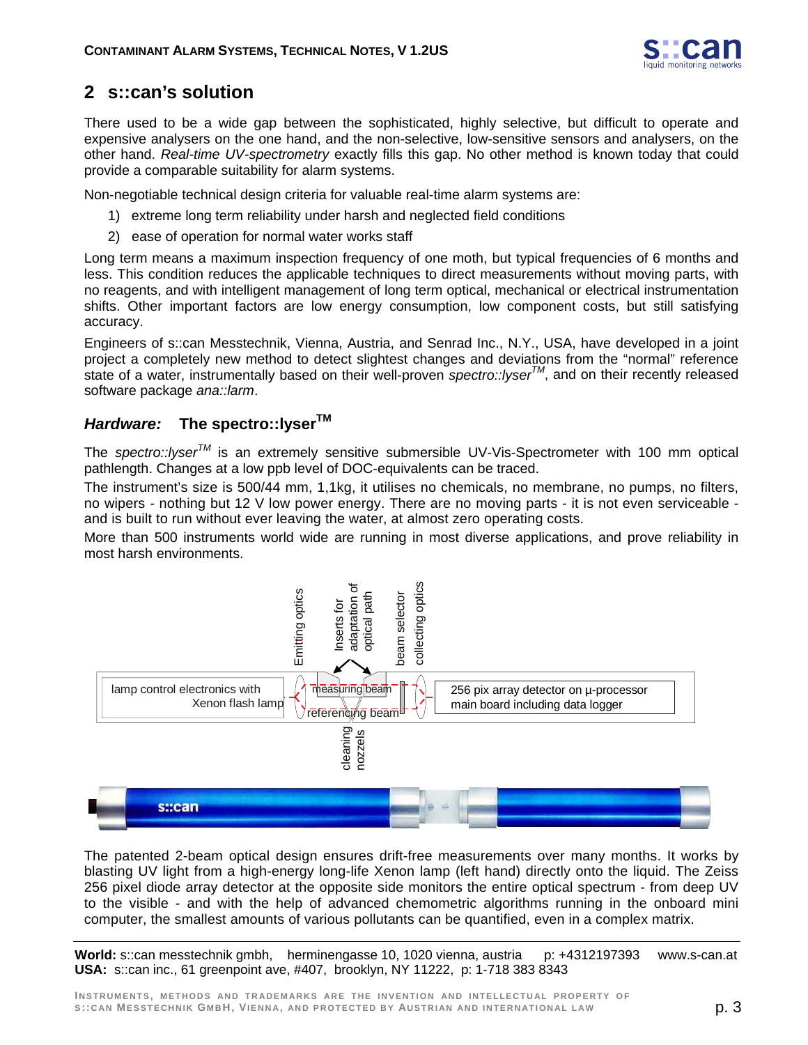## 2 s::can's solution

There used to be a wide gap between the sophisticated, highly selective, but difficult to operate and expensive analysers on the one hand, and the non-selective, low-sensitive sensors and analysers, on the other hand. *Real-time UV-spectrometry* exactly fills this gap. No other method is known today that could provide a comparable suitability for alarm systems.

Non-negotiable technical design criteria for valuable real-time alarm systems are:

1) extreme long term reliability under harsh and neglected field conditions
2) ease of operation for normal water works staff

Long term means a maximum inspection frequency of one moth, but typical frequencies of 6 months and less. This condition reduces the applicable techniques to direct measurements without moving parts, with no reagents, and with intelligent management of long term optical, mechanical or electrical instrumentation shifts. Other important factors are low energy consumption, low component costs, but still satisfying accuracy.

Engineers of s::can Messtechnik, Vienna, Austria, and Senrad Inc., N.Y., USA, have developed in a joint project a completely new method to detect slightest changes and deviations from the "normal" reference state of a water, instrumentally based on their well-proven *spectro::lyser™*, and on their recently released software package *ana::larm*.

### *Hardware:* The spectro::lyser™

The *spectro::lyser™* is an extremely sensitive submersible UV-Vis-Spectrometer with 100 mm optical pathlength. Changes at a low ppb level of DOC-equivalents can be traced.

The instrument's size is 500/44 mm, 1,1kg, it utilises no chemicals, no membrane, no pumps, no filters, no wipers - nothing but 12 V low power energy. There are no moving parts - it is not even serviceable - and is built to run without ever leaving the water, at almost zero operating costs.

More than 500 instruments world wide are running in most diverse applications, and prove reliability in most harsh environments.

Emitting optics | Inserts for adaptation of optical path | beam selector | collecting optics

lamp control electronics with Xenon flash lamp | measuring beam | referencing beam | 256 pix array detector on µ-processor main board including data logger

cleaning nozzels

The patented 2-beam optical design ensures drift-free measurements over many months. It works by blasting UV light from a high-energy long-life Xenon lamp (left hand) directly onto the liquid. The Zeiss 256 pixel diode array detector at the opposite side monitors the entire optical spectrum - from deep UV to the visible - and with the help of advanced chemometric algorithms running in the onboard mini computer, the smallest amounts of various pollutants can be quantified, even in a complex matrix.

**World:** s::can messtechnik gmbh, herminengasse 10, 1020 vienna, austria p: +4312197393 www.s-can.at
**USA:** s::can inc., 61 greenpoint ave, #407, brooklyn, NY 11222, p: 1-718 383 8343

INSTRUMENTS, METHODS AND TRADEMARKS ARE THE INVENTION AND INTELLECTUAL PROPERTY OF S::CAN MESSTECHNIK GMBH, VIENNA, AND PROTECTED BY AUSTRIAN AND INTERNATIONAL LAW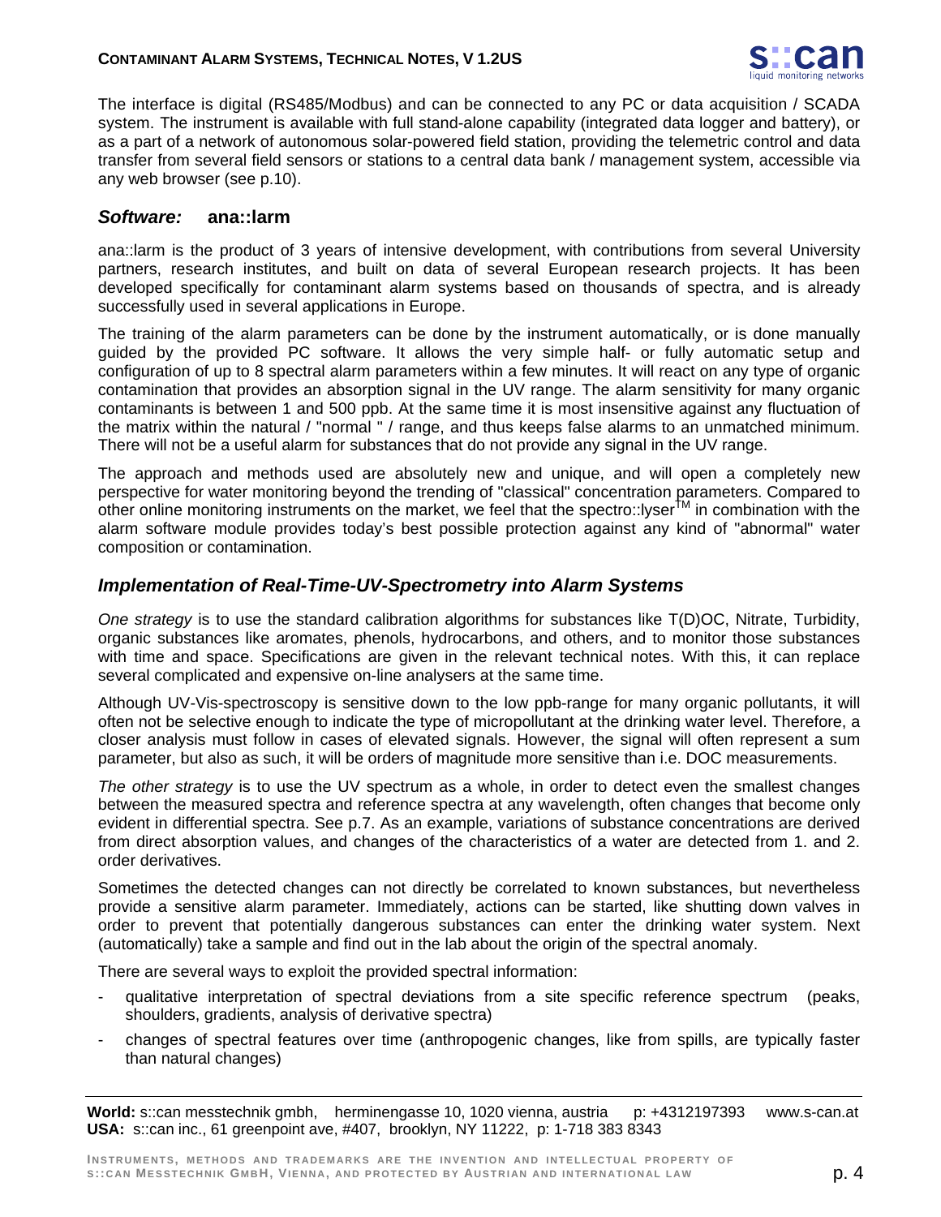The interface is digital (RS485/Modbus) and can be connected to any PC or data acquisition / SCADA system. The instrument is available with full stand-alone capability (integrated data logger and battery), or as a part of a network of autonomous solar-powered field station, providing the telemetric control and data transfer from several field sensors or stations to a central data bank / management system, accessible via any web browser (see p.10).

## *Software:* ana::larm

ana::larm is the product of 3 years of intensive development, with contributions from several University partners, research institutes, and built on data of several European research projects. It has been developed specifically for contaminant alarm systems based on thousands of spectra, and is already successfully used in several applications in Europe.

The training of the alarm parameters can be done by the instrument automatically, or is done manually guided by the provided PC software. It allows the very simple half- or fully automatic setup and configuration of up to 8 spectral alarm parameters within a few minutes. It will react on any type of organic contamination that provides an absorption signal in the UV range. The alarm sensitivity for many organic contaminants is between 1 and 500 ppb. At the same time it is most insensitive against any fluctuation of the matrix within the natural / "normal " / range, and thus keeps false alarms to an unmatched minimum. There will not be a useful alarm for substances that do not provide any signal in the UV range.

The approach and methods used are absolutely new and unique, and will open a completely new perspective for water monitoring beyond the trending of "classical" concentration parameters. Compared to other online monitoring instruments on the market, we feel that the spectro::lyser™ in combination with the alarm software module provides today's best possible protection against any kind of "abnormal" water composition or contamination.

## *Implementation of Real-Time-UV-Spectrometry into Alarm Systems*

*One strategy* is to use the standard calibration algorithms for substances like T(D)OC, Nitrate, Turbidity, organic substances like aromates, phenols, hydrocarbons, and others, and to monitor those substances with time and space. Specifications are given in the relevant technical notes. With this, it can replace several complicated and expensive on-line analysers at the same time.

Although UV-Vis-spectroscopy is sensitive down to the low ppb-range for many organic pollutants, it will often not be selective enough to indicate the type of micropollutant at the drinking water level. Therefore, a closer analysis must follow in cases of elevated signals. However, the signal will often represent a sum parameter, but also as such, it will be orders of magnitude more sensitive than i.e. DOC measurements.

*The other strategy* is to use the UV spectrum as a whole, in order to detect even the smallest changes between the measured spectra and reference spectra at any wavelength, often changes that become only evident in differential spectra. See p.7. As an example, variations of substance concentrations are derived from direct absorption values, and changes of the characteristics of a water are detected from 1. and 2. order derivatives.

Sometimes the detected changes can not directly be correlated to known substances, but nevertheless provide a sensitive alarm parameter. Immediately, actions can be started, like shutting down valves in order to prevent that potentially dangerous substances can enter the drinking water system. Next (automatically) take a sample and find out in the lab about the origin of the spectral anomaly.

There are several ways to exploit the provided spectral information:

- qualitative interpretation of spectral deviations from a site specific reference spectrum (peaks, shoulders, gradients, analysis of derivative spectra)
- changes of spectral features over time (anthropogenic changes, like from spills, are typically faster than natural changes)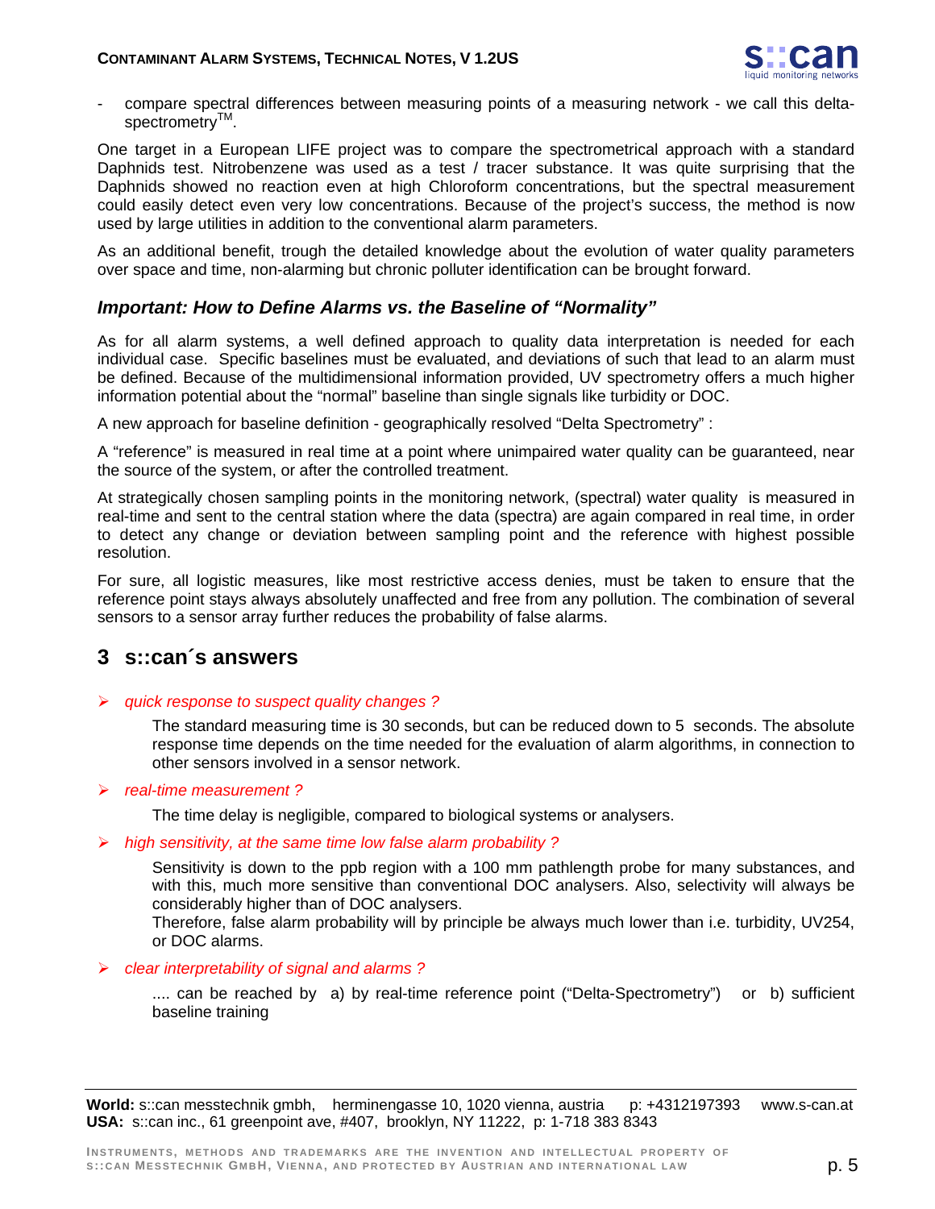- compare spectral differences between measuring points of a measuring network - we call this delta-spectrometry™.

One target in a European LIFE project was to compare the spectrometrical approach with a standard Daphnids test. Nitrobenzene was used as a test / tracer substance. It was quite surprising that the Daphnids showed no reaction even at high Chloroform concentrations, but the spectral measurement could easily detect even very low concentrations. Because of the project's success, the method is now used by large utilities in addition to the conventional alarm parameters.

As an additional benefit, trough the detailed knowledge about the evolution of water quality parameters over space and time, non-alarming but chronic polluter identification can be brought forward.

### *Important: How to Define Alarms vs. the Baseline of "Normality"*

As for all alarm systems, a well defined approach to quality data interpretation is needed for each individual case. Specific baselines must be evaluated, and deviations of such that lead to an alarm must be defined. Because of the multidimensional information provided, UV spectrometry offers a much higher information potential about the "normal" baseline than single signals like turbidity or DOC.

A new approach for baseline definition - geographically resolved "Delta Spectrometry" :

A "reference" is measured in real time at a point where unimpaired water quality can be guaranteed, near the source of the system, or after the controlled treatment.

At strategically chosen sampling points in the monitoring network, (spectral) water quality is measured in real-time and sent to the central station where the data (spectra) are again compared in real time, in order to detect any change or deviation between sampling point and the reference with highest possible resolution.

For sure, all logistic measures, like most restrictive access denies, must be taken to ensure that the reference point stays always absolutely unaffected and free from any pollution. The combination of several sensors to a sensor array further reduces the probability of false alarms.

## 3 s::can´s answers

- *quick response to suspect quality changes ?*

  The standard measuring time is 30 seconds, but can be reduced down to 5 seconds. The absolute response time depends on the time needed for the evaluation of alarm algorithms, in connection to other sensors involved in a sensor network.

- *real-time measurement ?*

  The time delay is negligible, compared to biological systems or analysers.

- *high sensitivity, at the same time low false alarm probability ?*

  Sensitivity is down to the ppb region with a 100 mm pathlength probe for many substances, and with this, much more sensitive than conventional DOC analysers. Also, selectivity will always be considerably higher than of DOC analysers.
  Therefore, false alarm probability will by principle be always much lower than i.e. turbidity, UV254, or DOC alarms.

- *clear interpretability of signal and alarms ?*

  .... can be reached by a) by real-time reference point ("Delta-Spectrometry") or b) sufficient baseline training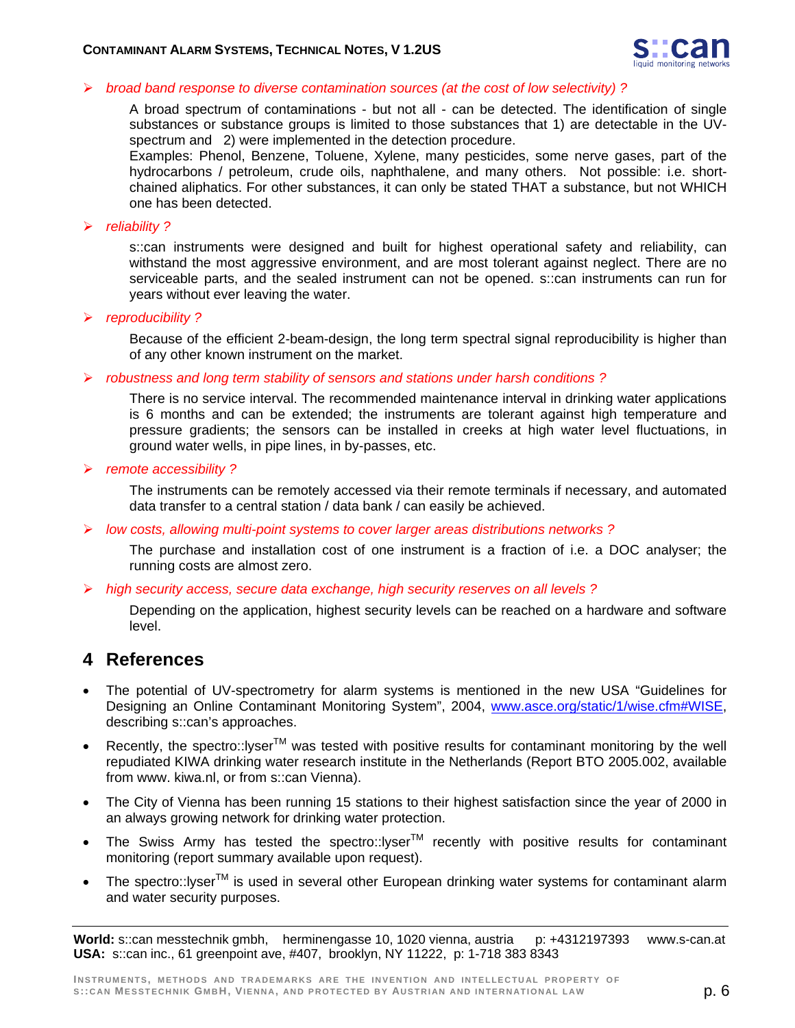- *broad band response to diverse contamination sources (at the cost of low selectivity) ?*

  A broad spectrum of contaminations - but not all - can be detected. The identification of single substances or substance groups is limited to those substances that 1) are detectable in the UV-spectrum and 2) were implemented in the detection procedure.
  Examples: Phenol, Benzene, Toluene, Xylene, many pesticides, some nerve gases, part of the hydrocarbons / petroleum, crude oils, naphthalene, and many others. Not possible: i.e. short-chained aliphatics. For other substances, it can only be stated THAT a substance, but not WHICH one has been detected.

- *reliability ?*

  s::can instruments were designed and built for highest operational safety and reliability, can withstand the most aggressive environment, and are most tolerant against neglect. There are no serviceable parts, and the sealed instrument can not be opened. s::can instruments can run for years without ever leaving the water.

- *reproducibility ?*

  Because of the efficient 2-beam-design, the long term spectral signal reproducibility is higher than of any other known instrument on the market.

- *robustness and long term stability of sensors and stations under harsh conditions ?*

  There is no service interval. The recommended maintenance interval in drinking water applications is 6 months and can be extended; the instruments are tolerant against high temperature and pressure gradients; the sensors can be installed in creeks at high water level fluctuations, in ground water wells, in pipe lines, in by-passes, etc.

- *remote accessibility ?*

  The instruments can be remotely accessed via their remote terminals if necessary, and automated data transfer to a central station / data bank / can easily be achieved.

- *low costs, allowing multi-point systems to cover larger areas distributions networks ?*

  The purchase and installation cost of one instrument is a fraction of i.e. a DOC analyser; the running costs are almost zero.

- *high security access, secure data exchange, high security reserves on all levels ?*

  Depending on the application, highest security levels can be reached on a hardware and software level.

# 4 References

- The potential of UV-spectrometry for alarm systems is mentioned in the new USA "Guidelines for Designing an Online Contaminant Monitoring System", 2004, www.asce.org/static/1/wise.cfm#WISE, describing s::can's approaches.
- Recently, the spectro::lyser™ was tested with positive results for contaminant monitoring by the well repudiated KIWA drinking water research institute in the Netherlands (Report BTO 2005.002, available from www. kiwa.nl, or from s::can Vienna).
- The City of Vienna has been running 15 stations to their highest satisfaction since the year of 2000 in an always growing network for drinking water protection.
- The Swiss Army has tested the spectro::lyser™ recently with positive results for contaminant monitoring (report summary available upon request).
- The spectro::lyser™ is used in several other European drinking water systems for contaminant alarm and water security purposes.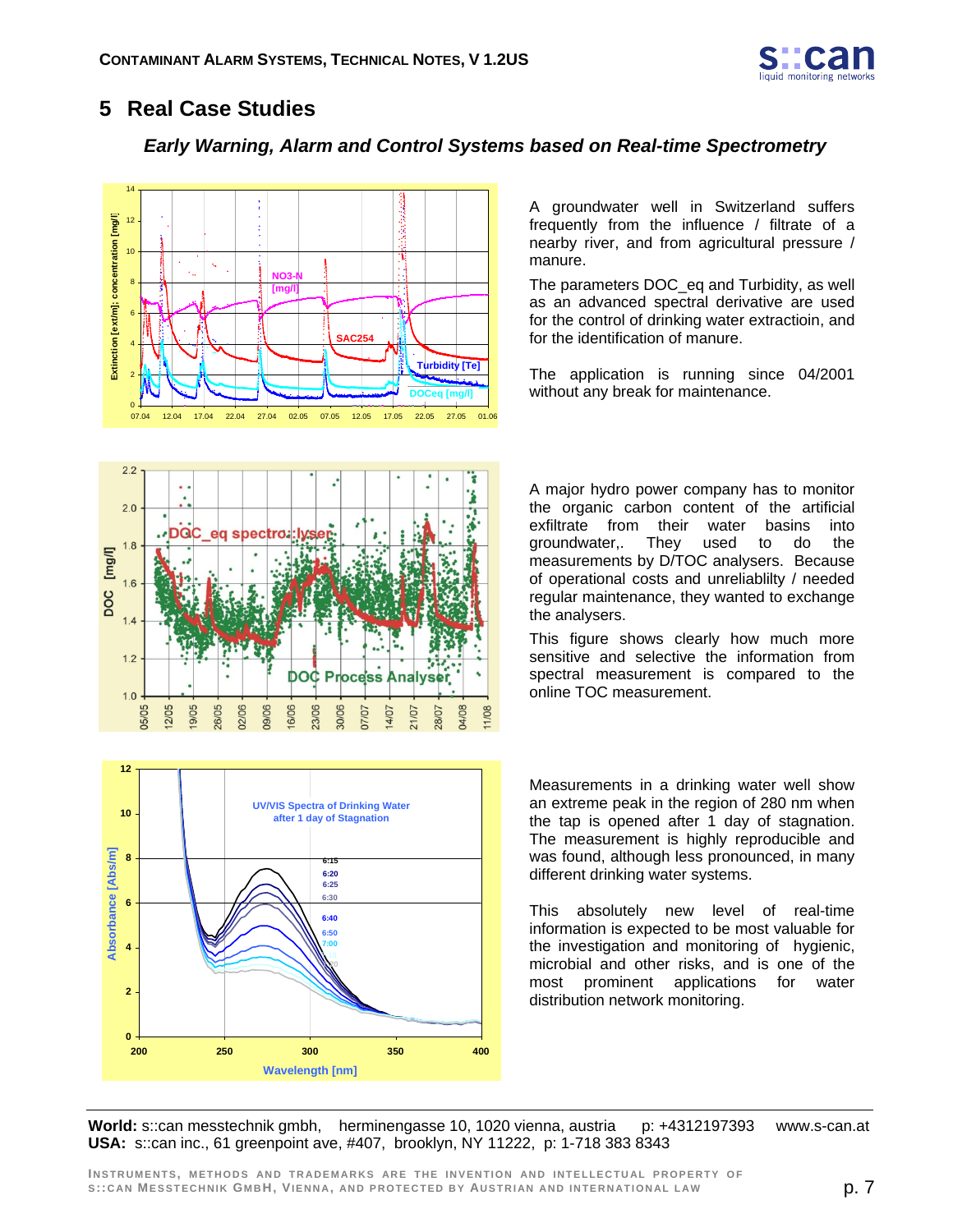# 5 Real Case Studies

***Early Warning, Alarm and Control Systems based on Real-time Spectrometry***

A groundwater well in Switzerland suffers frequently from the influence / filtrate of a nearby river, and from agricultural pressure / manure.

The parameters DOC_eq and Turbidity, as well as an advanced spectral derivative are used for the control of drinking water extractioin, and for the identification of manure.

The application is running since 04/2001 without any break for maintenance.

A major hydro power company has to monitor the organic carbon content of the artificial exfiltrate from their water basins into groundwater,. They used to do the measurements by D/TOC analysers. Because of operational costs and unreliablilty / needed regular maintenance, they wanted to exchange the analysers.

This figure shows clearly how much more sensitive and selective the information from spectral measurement is compared to the online TOC measurement.

Measurements in a drinking water well show an extreme peak in the region of 280 nm when the tap is opened after 1 day of stagnation. The measurement is highly reproducible and was found, although less pronounced, in many different drinking water systems.

This absolutely new level of real-time information is expected to be most valuable for the investigation and monitoring of hygienic, microbial and other risks, and is one of the most prominent applications for water distribution network monitoring.

**World:** s::can messtechnik gmbh, herminengasse 10, 1020 vienna, austria p: +4312197393 www.s-can.at
**USA:** s::can inc., 61 greenpoint ave, #407, brooklyn, NY 11222, p: 1-718 383 8343

INSTRUMENTS, METHODS AND TRADEMARKS ARE THE INVENTION AND INTELLECTUAL PROPERTY OF S::CAN MESSTECHNIK GMBH, VIENNA, AND PROTECTED BY AUSTRIAN AND INTERNATIONAL LAW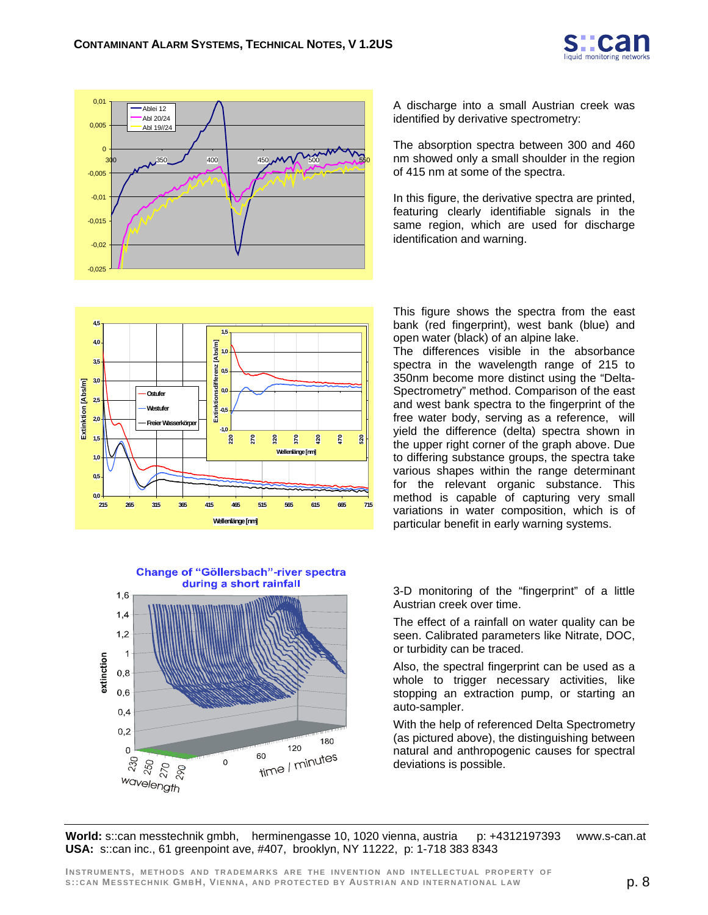A discharge into a small Austrian creek was identified by derivative spectrometry:

The absorption spectra between 300 and 460 nm showed only a small shoulder in the region of 415 nm at some of the spectra.

In this figure, the derivative spectra are printed, featuring clearly identifiable signals in the same region, which are used for discharge identification and warning.

This figure shows the spectra from the east bank (red fingerprint), west bank (blue) and open water (black) of an alpine lake.

The differences visible in the absorbance spectra in the wavelength range of 215 to 350nm become more distinct using the "Delta-Spectrometry" method. Comparison of the east and west bank spectra to the fingerprint of the free water body, serving as a reference, will yield the difference (delta) spectra shown in the upper right corner of the graph above. Due to differing substance groups, the spectra take various shapes within the range determinant for the relevant organic substance. This method is capable of capturing very small variations in water composition, which is of particular benefit in early warning systems.

**Change of "Göllersbach"-river spectra during a short rainfall**

3-D monitoring of the "fingerprint" of a little Austrian creek over time.

The effect of a rainfall on water quality can be seen. Calibrated parameters like Nitrate, DOC, or turbidity can be traced.

Also, the spectral fingerprint can be used as a whole to trigger necessary activities, like stopping an extraction pump, or starting an auto-sampler.

With the help of referenced Delta Spectrometry (as pictured above), the distinguishing between natural and anthropogenic causes for spectral deviations is possible.

**World:** s::can messtechnik gmbh, herminengasse 10, 1020 vienna, austria p: +4312197393 www.s-can.at
**USA:** s::can inc., 61 greenpoint ave, #407, brooklyn, NY 11222, p: 1-718 383 8343

INSTRUMENTS, METHODS AND TRADEMARKS ARE THE INVENTION AND INTELLECTUAL PROPERTY OF S::CAN MESSTECHNIK GMBH, VIENNA, AND PROTECTED BY AUSTRIAN AND INTERNATIONAL LAW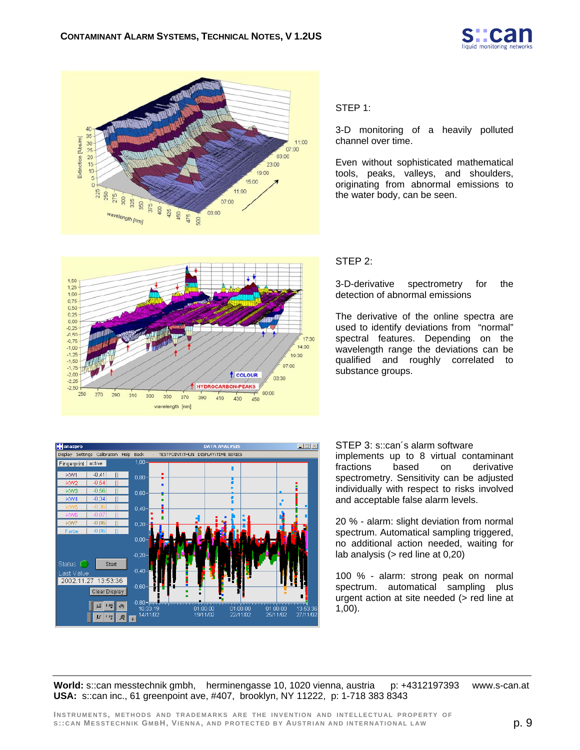STEP 1:

3-D monitoring of a heavily polluted channel over time.

Even without sophisticated mathematical tools, peaks, valleys, and shoulders, originating from abnormal emissions to the water body, can be seen.

STEP 2:

3-D-derivative spectrometry for the detection of abnormal emissions

The derivative of the online spectra are used to identify deviations from "normal" spectral features. Depending on the wavelength range the deviations can be qualified and roughly correlated to substance groups.

STEP 3: s::can´s alarm software implements up to 8 virtual contaminant fractions based on derivative spectrometry. Sensitivity can be adjusted individually with respect to risks involved and acceptable false alarm levels.

20 % - alarm: slight deviation from normal spectrum. Automatical sampling triggered, no additional action needed, waiting for lab analysis (> red line at 0,20)

100 % - alarm: strong peak on normal spectrum. automatical sampling plus urgent action at site needed (> red line at 1,00).

**World:** s::can messtechnik gmbh, herminengasse 10, 1020 vienna, austria p: +4312197393 www.s-can.at
**USA:** s::can inc., 61 greenpoint ave, #407, brooklyn, NY 11222, p: 1-718 383 8343

INSTRUMENTS, METHODS AND TRADEMARKS ARE THE INVENTION AND INTELLECTUAL PROPERTY OF S::CAN MESSTECHNIK GMBH, VIENNA, AND PROTECTED BY AUSTRIAN AND INTERNATIONAL LAW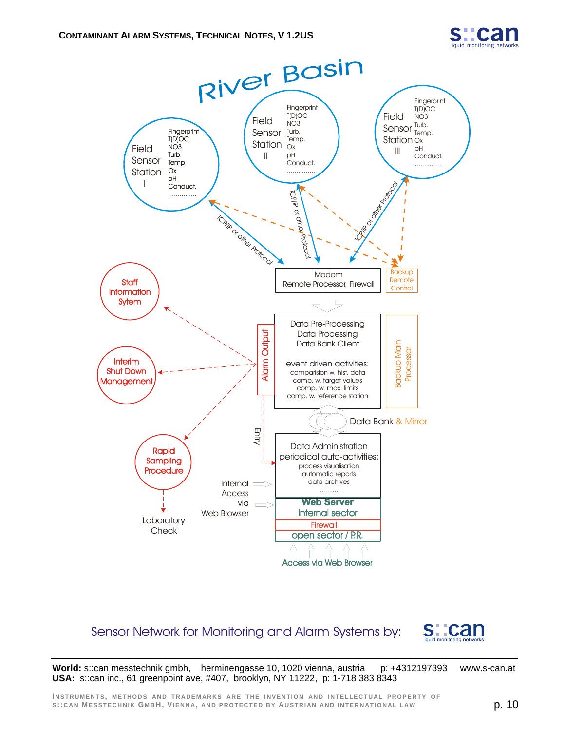River Basin

Field Sensor Station I
- Fingerprint
- T(D)OC
- NO3
- Turb.
- Temp.
- Ox
- pH
- Conduct.
- ..............

Field Sensor Station II
- Fingerprint
- T(D)OC
- NO3
- Turb.
- Temp.
- Ox
- pH
- Conduct.
- ..............

Field Sensor Station III
- Fingerprint
- T(D)OC
- NO3
- Turb.
- Temp.
- Ox
- pH
- Conduct.
- ..............

TCP/IP or other Protocol

Modem
Remote Processor, Firewall

Backup Remote Control

Data Pre-Processing
Data Processing
Data Bank Client

event driven activities:
comparision w. hist. data
comp. w. target values
comp. w. max. limits
comp. w. reference station

Alarm Output

Backup Main Processor

Staff Information Sytem

Interim Shut Down Management

Rapid Sampling Procedure

Laboratory Check

Entry

Data Bank & Mirror

Data Administration
periodical auto-activities:
process visualisation
automatic reports
data archives
..........

Internal Access via Web Browser

**Web Server**
internal sector

Firewall

open sector / P.R.

Access via Web Browser

Sensor Network for Monitoring and Alarm Systems by: s::can liquid monitoring networks

**World:** s::can messtechnik gmbh, herminengasse 10, 1020 vienna, austria p: +4312197393 www.s-can.at
**USA:** s::can inc., 61 greenpoint ave, #407, brooklyn, NY 11222, p: 1-718 383 8343